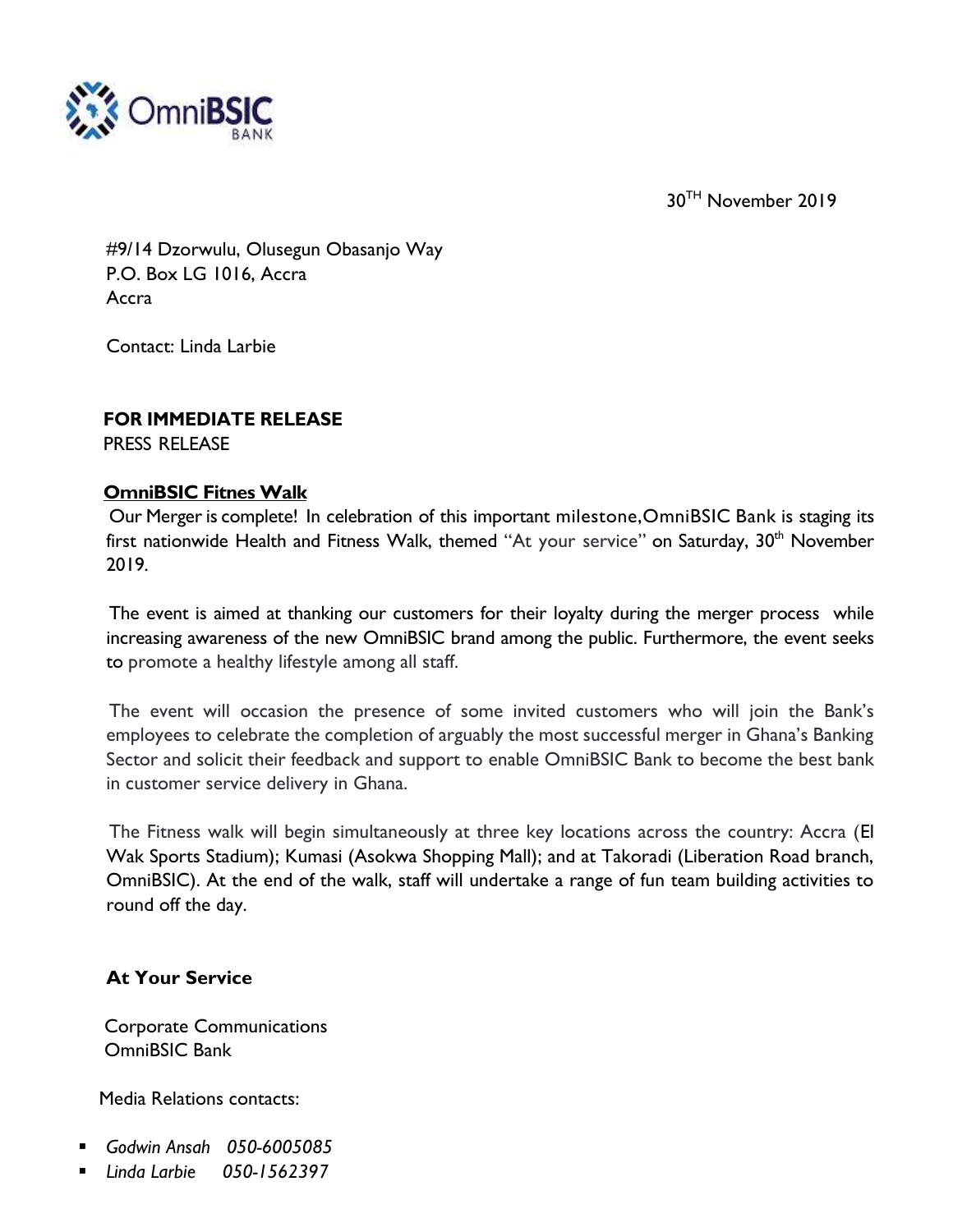OmniBSIC BANK

30TH November 2019

#9/14 Dzorwulu, Olusegun Obasanjo Way
P.O. Box LG 1016, Accra
Accra

Contact: Linda Larbie

**FOR IMMEDIATE RELEASE**
PRESS RELEASE

**OmniBSIC Fitnes Walk**

Our Merger is complete! In celebration of this important milestone,OmniBSIC Bank is staging its first nationwide Health and Fitness Walk, themed "At your service" on Saturday, 30th November 2019.

The event is aimed at thanking our customers for their loyalty during the merger process while increasing awareness of the new OmniBSIC brand among the public. Furthermore, the event seeks to promote a healthy lifestyle among all staff.

The event will occasion the presence of some invited customers who will join the Bank's employees to celebrate the completion of arguably the most successful merger in Ghana's Banking Sector and solicit their feedback and support to enable OmniBSIC Bank to become the best bank in customer service delivery in Ghana.

The Fitness walk will begin simultaneously at three key locations across the country: Accra (El Wak Sports Stadium); Kumasi (Asokwa Shopping Mall); and at Takoradi (Liberation Road branch, OmniBSIC). At the end of the walk, staff will undertake a range of fun team building activities to round off the day.

**At Your Service**

Corporate Communications
OmniBSIC Bank

Media Relations contacts:

- *Godwin Ansah 050-6005085*
- *Linda Larbie 050-1562397*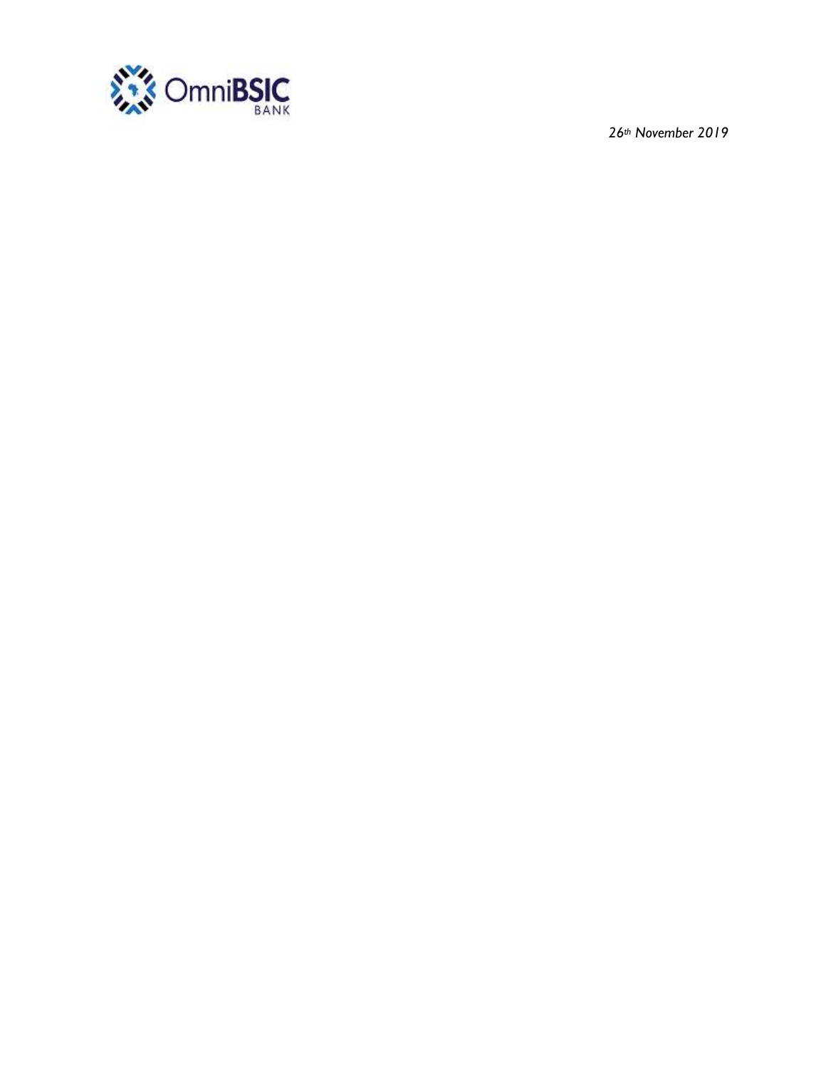*26th November 2019*